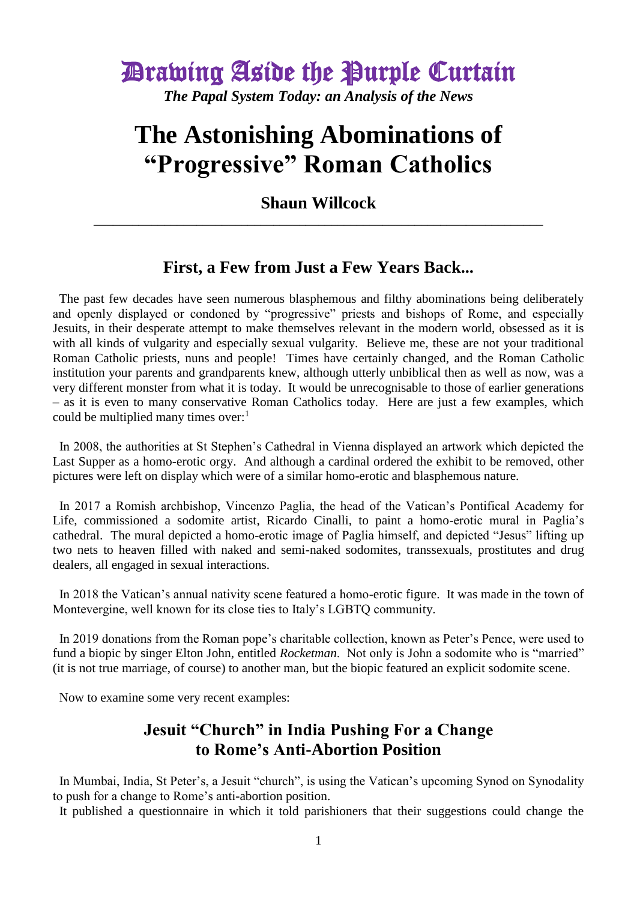# Drawing Aside the Purple Curtain

*The Papal System Today: an Analysis of the News*

# The Astonishing Abominations of "Progressive" Roman Catholics

**Shaun Willcock**

---

## First, a Few from Just a Few Years Back...

The past few decades have seen numerous blasphemous and filthy abominations being deliberately and openly displayed or condoned by "progressive" priests and bishops of Rome, and especially Jesuits, in their desperate attempt to make themselves relevant in the modern world, obsessed as it is with all kinds of vulgarity and especially sexual vulgarity. Believe me, these are not your traditional Roman Catholic priests, nuns and people! Times have certainly changed, and the Roman Catholic institution your parents and grandparents knew, although utterly unbiblical then as well as now, was a very different monster from what it is today. It would be unrecognisable to those of earlier generations – as it is even to many conservative Roman Catholics today. Here are just a few examples, which could be multiplied many times over:[1]

In 2008, the authorities at St Stephen's Cathedral in Vienna displayed an artwork which depicted the Last Supper as a homo-erotic orgy. And although a cardinal ordered the exhibit to be removed, other pictures were left on display which were of a similar homo-erotic and blasphemous nature.

In 2017 a Romish archbishop, Vincenzo Paglia, the head of the Vatican's Pontifical Academy for Life, commissioned a sodomite artist, Ricardo Cinalli, to paint a homo-erotic mural in Paglia's cathedral. The mural depicted a homo-erotic image of Paglia himself, and depicted "Jesus" lifting up two nets to heaven filled with naked and semi-naked sodomites, transsexuals, prostitutes and drug dealers, all engaged in sexual interactions.

In 2018 the Vatican's annual nativity scene featured a homo-erotic figure. It was made in the town of Montevergine, well known for its close ties to Italy's LGBTQ community.

In 2019 donations from the Roman pope's charitable collection, known as Peter's Pence, were used to fund a biopic by singer Elton John, entitled *Rocketman*. Not only is John a sodomite who is "married" (it is not true marriage, of course) to another man, but the biopic featured an explicit sodomite scene.

Now to examine some very recent examples:

## Jesuit "Church" in India Pushing For a Change to Rome's Anti-Abortion Position

In Mumbai, India, St Peter's, a Jesuit "church", is using the Vatican's upcoming Synod on Synodality to push for a change to Rome's anti-abortion position.

It published a questionnaire in which it told parishioners that their suggestions could change the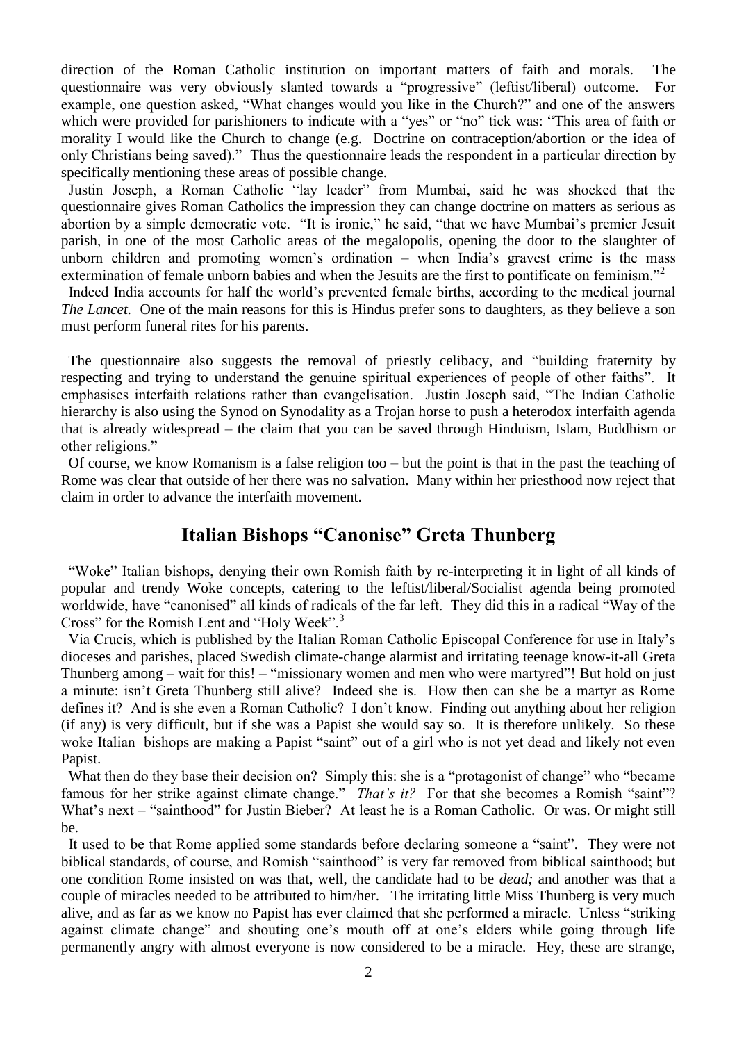direction of the Roman Catholic institution on important matters of faith and morals. The questionnaire was very obviously slanted towards a "progressive" (leftist/liberal) outcome. For example, one question asked, "What changes would you like in the Church?" and one of the answers which were provided for parishioners to indicate with a "yes" or "no" tick was: "This area of faith or morality I would like the Church to change (e.g. Doctrine on contraception/abortion or the idea of only Christians being saved)." Thus the questionnaire leads the respondent in a particular direction by specifically mentioning these areas of possible change.

Justin Joseph, a Roman Catholic "lay leader" from Mumbai, said he was shocked that the questionnaire gives Roman Catholics the impression they can change doctrine on matters as serious as abortion by a simple democratic vote. "It is ironic," he said, "that we have Mumbai's premier Jesuit parish, in one of the most Catholic areas of the megalopolis, opening the door to the slaughter of unborn children and promoting women's ordination – when India's gravest crime is the mass extermination of female unborn babies and when the Jesuits are the first to pontificate on feminism."[2]

Indeed India accounts for half the world's prevented female births, according to the medical journal *The Lancet.* One of the main reasons for this is Hindus prefer sons to daughters, as they believe a son must perform funeral rites for his parents.

The questionnaire also suggests the removal of priestly celibacy, and "building fraternity by respecting and trying to understand the genuine spiritual experiences of people of other faiths". It emphasises interfaith relations rather than evangelisation. Justin Joseph said, "The Indian Catholic hierarchy is also using the Synod on Synodality as a Trojan horse to push a heterodox interfaith agenda that is already widespread – the claim that you can be saved through Hinduism, Islam, Buddhism or other religions."

Of course, we know Romanism is a false religion too – but the point is that in the past the teaching of Rome was clear that outside of her there was no salvation. Many within her priesthood now reject that claim in order to advance the interfaith movement.

## Italian Bishops "Canonise" Greta Thunberg

"Woke" Italian bishops, denying their own Romish faith by re-interpreting it in light of all kinds of popular and trendy Woke concepts, catering to the leftist/liberal/Socialist agenda being promoted worldwide, have "canonised" all kinds of radicals of the far left. They did this in a radical "Way of the Cross" for the Romish Lent and "Holy Week".[3]

Via Crucis, which is published by the Italian Roman Catholic Episcopal Conference for use in Italy's dioceses and parishes, placed Swedish climate-change alarmist and irritating teenage know-it-all Greta Thunberg among – wait for this! – "missionary women and men who were martyred"! But hold on just a minute: isn't Greta Thunberg still alive? Indeed she is. How then can she be a martyr as Rome defines it? And is she even a Roman Catholic? I don't know. Finding out anything about her religion (if any) is very difficult, but if she was a Papist she would say so. It is therefore unlikely. So these woke Italian bishops are making a Papist "saint" out of a girl who is not yet dead and likely not even Papist.

What then do they base their decision on? Simply this: she is a "protagonist of change" who "became famous for her strike against climate change." *That's it?* For that she becomes a Romish "saint"? What's next – "sainthood" for Justin Bieber? At least he is a Roman Catholic. Or was. Or might still be.

It used to be that Rome applied some standards before declaring someone a "saint". They were not biblical standards, of course, and Romish "sainthood" is very far removed from biblical sainthood; but one condition Rome insisted on was that, well, the candidate had to be *dead;* and another was that a couple of miracles needed to be attributed to him/her. The irritating little Miss Thunberg is very much alive, and as far as we know no Papist has ever claimed that she performed a miracle. Unless "striking against climate change" and shouting one's mouth off at one's elders while going through life permanently angry with almost everyone is now considered to be a miracle. Hey, these are strange,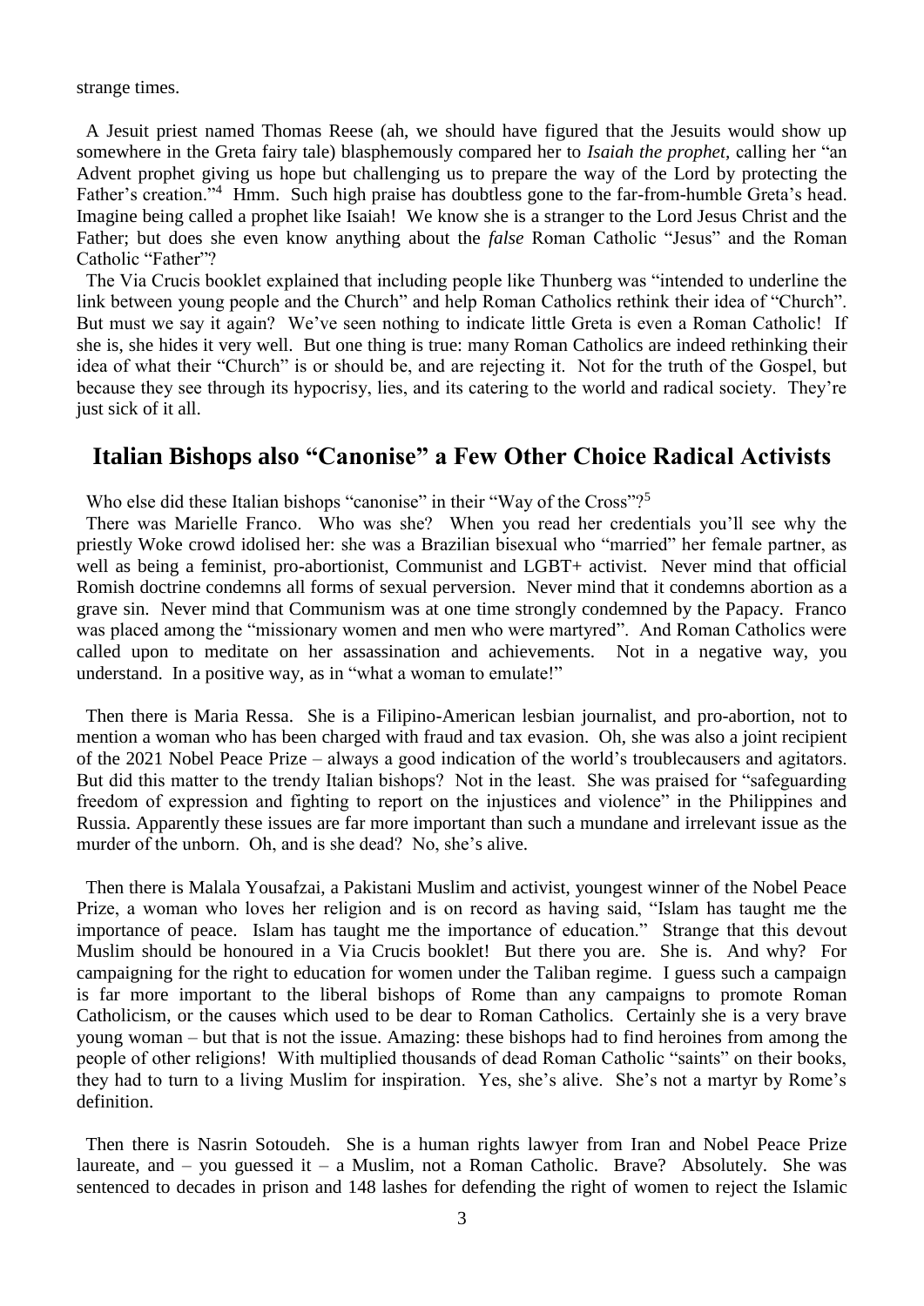strange times.

A Jesuit priest named Thomas Reese (ah, we should have figured that the Jesuits would show up somewhere in the Greta fairy tale) blasphemously compared her to *Isaiah the prophet*, calling her "an Advent prophet giving us hope but challenging us to prepare the way of the Lord by protecting the Father's creation."[4] Hmm. Such high praise has doubtless gone to the far-from-humble Greta's head. Imagine being called a prophet like Isaiah! We know she is a stranger to the Lord Jesus Christ and the Father; but does she even know anything about the *false* Roman Catholic "Jesus" and the Roman Catholic "Father"?

The Via Crucis booklet explained that including people like Thunberg was "intended to underline the link between young people and the Church" and help Roman Catholics rethink their idea of "Church". But must we say it again? We've seen nothing to indicate little Greta is even a Roman Catholic! If she is, she hides it very well. But one thing is true: many Roman Catholics are indeed rethinking their idea of what their "Church" is or should be, and are rejecting it. Not for the truth of the Gospel, but because they see through its hypocrisy, lies, and its catering to the world and radical society. They're just sick of it all.

## Italian Bishops also "Canonise" a Few Other Choice Radical Activists

Who else did these Italian bishops "canonise" in their "Way of the Cross"?[5]

There was Marielle Franco. Who was she? When you read her credentials you'll see why the priestly Woke crowd idolised her: she was a Brazilian bisexual who "married" her female partner, as well as being a feminist, pro-abortionist, Communist and LGBT+ activist. Never mind that official Romish doctrine condemns all forms of sexual perversion. Never mind that it condemns abortion as a grave sin. Never mind that Communism was at one time strongly condemned by the Papacy. Franco was placed among the "missionary women and men who were martyred". And Roman Catholics were called upon to meditate on her assassination and achievements. Not in a negative way, you understand. In a positive way, as in "what a woman to emulate!"

Then there is Maria Ressa. She is a Filipino-American lesbian journalist, and pro-abortion, not to mention a woman who has been charged with fraud and tax evasion. Oh, she was also a joint recipient of the 2021 Nobel Peace Prize – always a good indication of the world's troublecausers and agitators. But did this matter to the trendy Italian bishops? Not in the least. She was praised for "safeguarding freedom of expression and fighting to report on the injustices and violence" in the Philippines and Russia. Apparently these issues are far more important than such a mundane and irrelevant issue as the murder of the unborn. Oh, and is she dead? No, she's alive.

Then there is Malala Yousafzai, a Pakistani Muslim and activist, youngest winner of the Nobel Peace Prize, a woman who loves her religion and is on record as having said, "Islam has taught me the importance of peace. Islam has taught me the importance of education." Strange that this devout Muslim should be honoured in a Via Crucis booklet! But there you are. She is. And why? For campaigning for the right to education for women under the Taliban regime. I guess such a campaign is far more important to the liberal bishops of Rome than any campaigns to promote Roman Catholicism, or the causes which used to be dear to Roman Catholics. Certainly she is a very brave young woman – but that is not the issue. Amazing: these bishops had to find heroines from among the people of other religions! With multiplied thousands of dead Roman Catholic "saints" on their books, they had to turn to a living Muslim for inspiration. Yes, she's alive. She's not a martyr by Rome's definition.

Then there is Nasrin Sotoudeh. She is a human rights lawyer from Iran and Nobel Peace Prize laureate, and – you guessed it – a Muslim, not a Roman Catholic. Brave? Absolutely. She was sentenced to decades in prison and 148 lashes for defending the right of women to reject the Islamic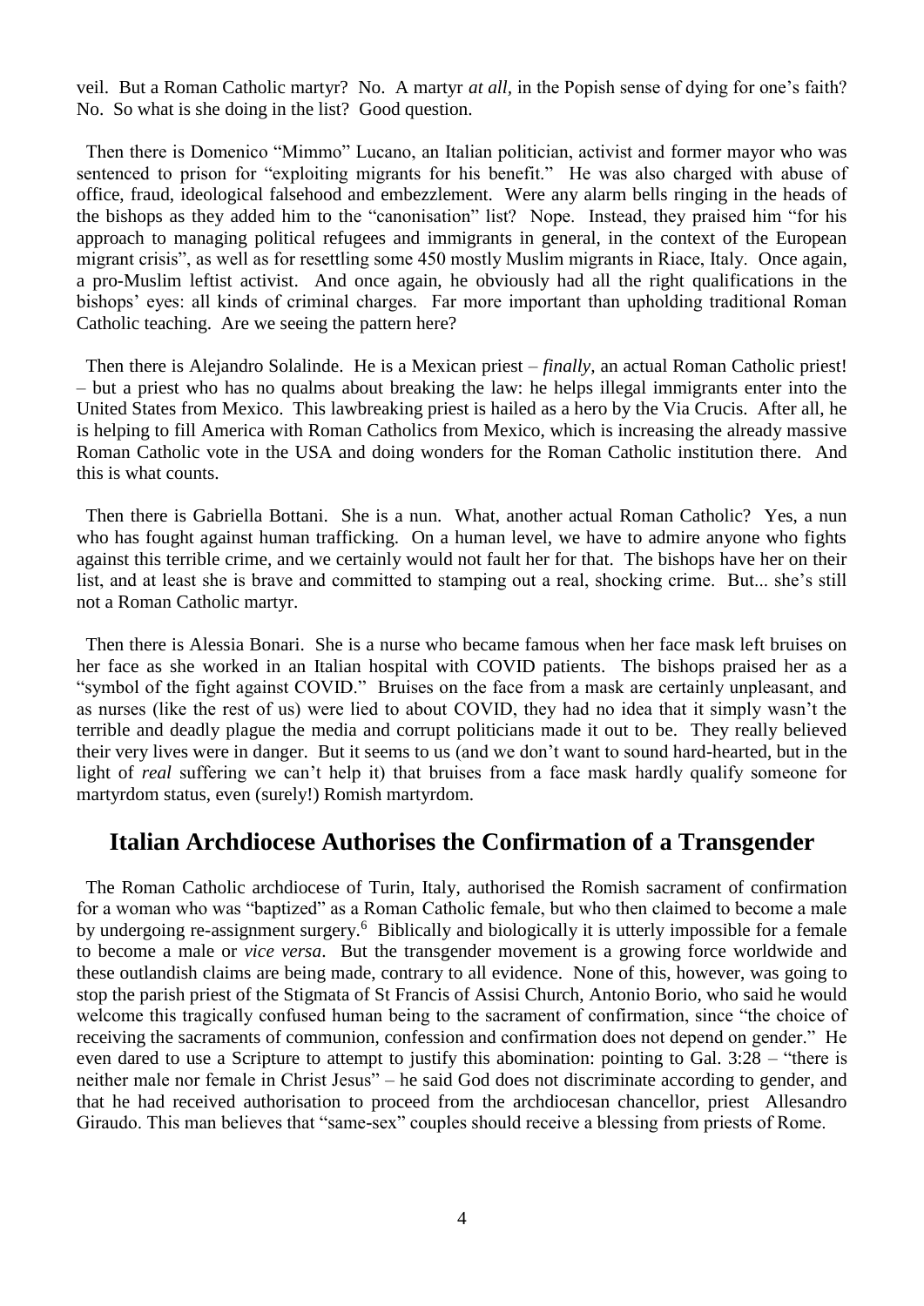veil. But a Roman Catholic martyr? No. A martyr *at all*, in the Popish sense of dying for one's faith? No. So what is she doing in the list? Good question.

Then there is Domenico "Mimmo" Lucano, an Italian politician, activist and former mayor who was sentenced to prison for "exploiting migrants for his benefit." He was also charged with abuse of office, fraud, ideological falsehood and embezzlement. Were any alarm bells ringing in the heads of the bishops as they added him to the "canonisation" list? Nope. Instead, they praised him "for his approach to managing political refugees and immigrants in general, in the context of the European migrant crisis", as well as for resettling some 450 mostly Muslim migrants in Riace, Italy. Once again, a pro-Muslim leftist activist. And once again, he obviously had all the right qualifications in the bishops' eyes: all kinds of criminal charges. Far more important than upholding traditional Roman Catholic teaching. Are we seeing the pattern here?

Then there is Alejandro Solalinde. He is a Mexican priest – *finally,* an actual Roman Catholic priest! – but a priest who has no qualms about breaking the law: he helps illegal immigrants enter into the United States from Mexico. This lawbreaking priest is hailed as a hero by the Via Crucis. After all, he is helping to fill America with Roman Catholics from Mexico, which is increasing the already massive Roman Catholic vote in the USA and doing wonders for the Roman Catholic institution there. And this is what counts.

Then there is Gabriella Bottani. She is a nun. What, another actual Roman Catholic? Yes, a nun who has fought against human trafficking. On a human level, we have to admire anyone who fights against this terrible crime, and we certainly would not fault her for that. The bishops have her on their list, and at least she is brave and committed to stamping out a real, shocking crime. But... she's still not a Roman Catholic martyr.

Then there is Alessia Bonari. She is a nurse who became famous when her face mask left bruises on her face as she worked in an Italian hospital with COVID patients. The bishops praised her as a "symbol of the fight against COVID." Bruises on the face from a mask are certainly unpleasant, and as nurses (like the rest of us) were lied to about COVID, they had no idea that it simply wasn't the terrible and deadly plague the media and corrupt politicians made it out to be. They really believed their very lives were in danger. But it seems to us (and we don't want to sound hard-hearted, but in the light of *real* suffering we can't help it) that bruises from a face mask hardly qualify someone for martyrdom status, even (surely!) Romish martyrdom.

## Italian Archdiocese Authorises the Confirmation of a Transgender

The Roman Catholic archdiocese of Turin, Italy, authorised the Romish sacrament of confirmation for a woman who was "baptized" as a Roman Catholic female, but who then claimed to become a male by undergoing re-assignment surgery.[6] Biblically and biologically it is utterly impossible for a female to become a male or *vice versa*. But the transgender movement is a growing force worldwide and these outlandish claims are being made, contrary to all evidence. None of this, however, was going to stop the parish priest of the Stigmata of St Francis of Assisi Church, Antonio Borio, who said he would welcome this tragically confused human being to the sacrament of confirmation, since "the choice of receiving the sacraments of communion, confession and confirmation does not depend on gender." He even dared to use a Scripture to attempt to justify this abomination: pointing to Gal. 3:28 – "there is neither male nor female in Christ Jesus" – he said God does not discriminate according to gender, and that he had received authorisation to proceed from the archdiocesan chancellor, priest Allesandro Giraudo. This man believes that "same-sex" couples should receive a blessing from priests of Rome.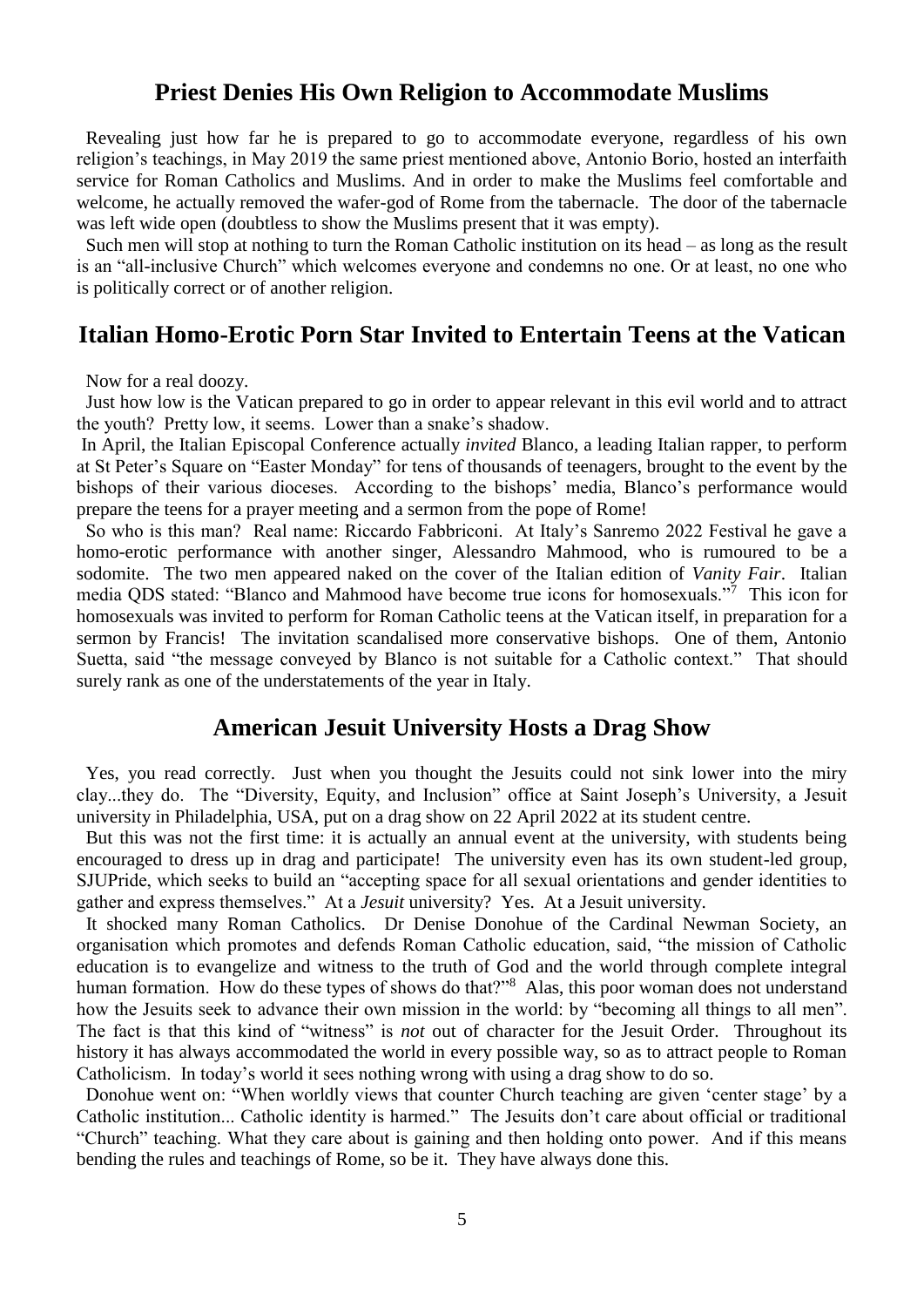## Priest Denies His Own Religion to Accommodate Muslims

Revealing just how far he is prepared to go to accommodate everyone, regardless of his own religion's teachings, in May 2019 the same priest mentioned above, Antonio Borio, hosted an interfaith service for Roman Catholics and Muslims. And in order to make the Muslims feel comfortable and welcome, he actually removed the wafer-god of Rome from the tabernacle. The door of the tabernacle was left wide open (doubtless to show the Muslims present that it was empty).

Such men will stop at nothing to turn the Roman Catholic institution on its head – as long as the result is an "all-inclusive Church" which welcomes everyone and condemns no one. Or at least, no one who is politically correct or of another religion.

## Italian Homo-Erotic Porn Star Invited to Entertain Teens at the Vatican

Now for a real doozy.

Just how low is the Vatican prepared to go in order to appear relevant in this evil world and to attract the youth? Pretty low, it seems. Lower than a snake's shadow.

In April, the Italian Episcopal Conference actually *invited* Blanco, a leading Italian rapper, to perform at St Peter's Square on "Easter Monday" for tens of thousands of teenagers, brought to the event by the bishops of their various dioceses. According to the bishops' media, Blanco's performance would prepare the teens for a prayer meeting and a sermon from the pope of Rome!

So who is this man? Real name: Riccardo Fabbriconi. At Italy's Sanremo 2022 Festival he gave a homo-erotic performance with another singer, Alessandro Mahmood, who is rumoured to be a sodomite. The two men appeared naked on the cover of the Italian edition of *Vanity Fair*. Italian media QDS stated: "Blanco and Mahmood have become true icons for homosexuals."[7] This icon for homosexuals was invited to perform for Roman Catholic teens at the Vatican itself, in preparation for a sermon by Francis! The invitation scandalised more conservative bishops. One of them, Antonio Suetta, said "the message conveyed by Blanco is not suitable for a Catholic context." That should surely rank as one of the understatements of the year in Italy.

## American Jesuit University Hosts a Drag Show

Yes, you read correctly. Just when you thought the Jesuits could not sink lower into the miry clay...they do. The "Diversity, Equity, and Inclusion" office at Saint Joseph's University, a Jesuit university in Philadelphia, USA, put on a drag show on 22 April 2022 at its student centre.

But this was not the first time: it is actually an annual event at the university, with students being encouraged to dress up in drag and participate! The university even has its own student-led group, SJUPride, which seeks to build an "accepting space for all sexual orientations and gender identities to gather and express themselves." At a *Jesuit* university? Yes. At a Jesuit university.

It shocked many Roman Catholics. Dr Denise Donohue of the Cardinal Newman Society, an organisation which promotes and defends Roman Catholic education, said, "the mission of Catholic education is to evangelize and witness to the truth of God and the world through complete integral human formation. How do these types of shows do that?"[8] Alas, this poor woman does not understand how the Jesuits seek to advance their own mission in the world: by "becoming all things to all men". The fact is that this kind of "witness" is *not* out of character for the Jesuit Order. Throughout its history it has always accommodated the world in every possible way, so as to attract people to Roman Catholicism. In today's world it sees nothing wrong with using a drag show to do so.

Donohue went on: "When worldly views that counter Church teaching are given 'center stage' by a Catholic institution... Catholic identity is harmed." The Jesuits don't care about official or traditional "Church" teaching. What they care about is gaining and then holding onto power. And if this means bending the rules and teachings of Rome, so be it. They have always done this.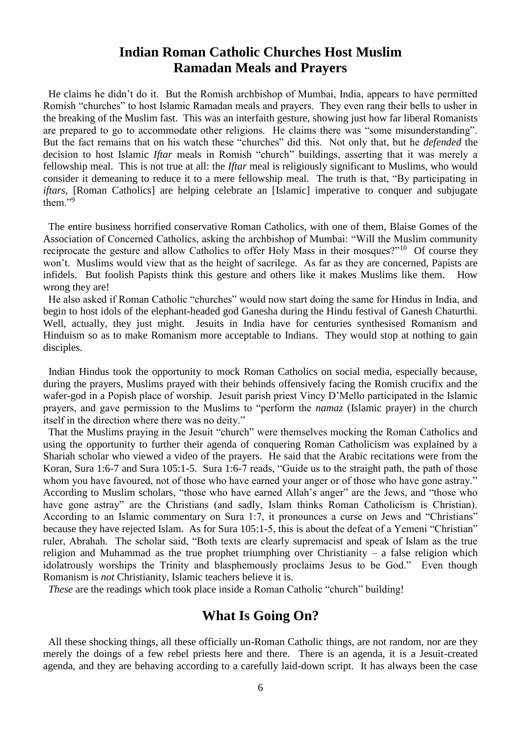## Indian Roman Catholic Churches Host Muslim Ramadan Meals and Prayers

He claims he didn't do it. But the Romish archbishop of Mumbai, India, appears to have permitted Romish "churches" to host Islamic Ramadan meals and prayers. They even rang their bells to usher in the breaking of the Muslim fast. This was an interfaith gesture, showing just how far liberal Romanists are prepared to go to accommodate other religions. He claims there was "some misunderstanding". But the fact remains that on his watch these "churches" did this. Not only that, but he *defended* the decision to host Islamic *Iftar* meals in Romish "church" buildings, asserting that it was merely a fellowship meal. This is not true at all: the *Iftar* meal is religiously significant to Muslims, who would consider it demeaning to reduce it to a mere fellowship meal. The truth is that, "By participating in *iftars,* [Roman Catholics] are helping celebrate an [Islamic] imperative to conquer and subjugate them."[9]

The entire business horrified conservative Roman Catholics, with one of them, Blaise Gomes of the Association of Concerned Catholics, asking the archbishop of Mumbai: "Will the Muslim community reciprocate the gesture and allow Catholics to offer Holy Mass in their mosques?"[10] Of course they won't. Muslims would view that as the height of sacrilege. As far as they are concerned, Papists are infidels. But foolish Papists think this gesture and others like it makes Muslims like them. How wrong they are!

He also asked if Roman Catholic "churches" would now start doing the same for Hindus in India, and begin to host idols of the elephant-headed god Ganesha during the Hindu festival of Ganesh Chaturthi. Well, actually, they just might. Jesuits in India have for centuries synthesised Romanism and Hinduism so as to make Romanism more acceptable to Indians. They would stop at nothing to gain disciples.

Indian Hindus took the opportunity to mock Roman Catholics on social media, especially because, during the prayers, Muslims prayed with their behinds offensively facing the Romish crucifix and the wafer-god in a Popish place of worship. Jesuit parish priest Vincy D'Mello participated in the Islamic prayers, and gave permission to the Muslims to "perform the *namaz* (Islamic prayer) in the church itself in the direction where there was no deity."

That the Muslims praying in the Jesuit "church" were themselves mocking the Roman Catholics and using the opportunity to further their agenda of conquering Roman Catholicism was explained by a Shariah scholar who viewed a video of the prayers. He said that the Arabic recitations were from the Koran, Sura 1:6-7 and Sura 105:1-5. Sura 1:6-7 reads, "Guide us to the straight path, the path of those whom you have favoured, not of those who have earned your anger or of those who have gone astray." According to Muslim scholars, "those who have earned Allah's anger" are the Jews, and "those who have gone astray" are the Christians (and sadly, Islam thinks Roman Catholicism is Christian). According to an Islamic commentary on Sura 1:7, it pronounces a curse on Jews and "Christians" because they have rejected Islam. As for Sura 105:1-5, this is about the defeat of a Yemeni "Christian" ruler, Abrahah. The scholar said, "Both texts are clearly supremacist and speak of Islam as the true religion and Muhammad as the true prophet triumphing over Christianity – a false religion which idolatrously worships the Trinity and blasphemously proclaims Jesus to be God." Even though Romanism is *not* Christianity, Islamic teachers believe it is.

*These* are the readings which took place inside a Roman Catholic "church" building!

## What Is Going On?

All these shocking things, all these officially un-Roman Catholic things, are not random, nor are they merely the doings of a few rebel priests here and there. There is an agenda, it is a Jesuit-created agenda, and they are behaving according to a carefully laid-down script. It has always been the case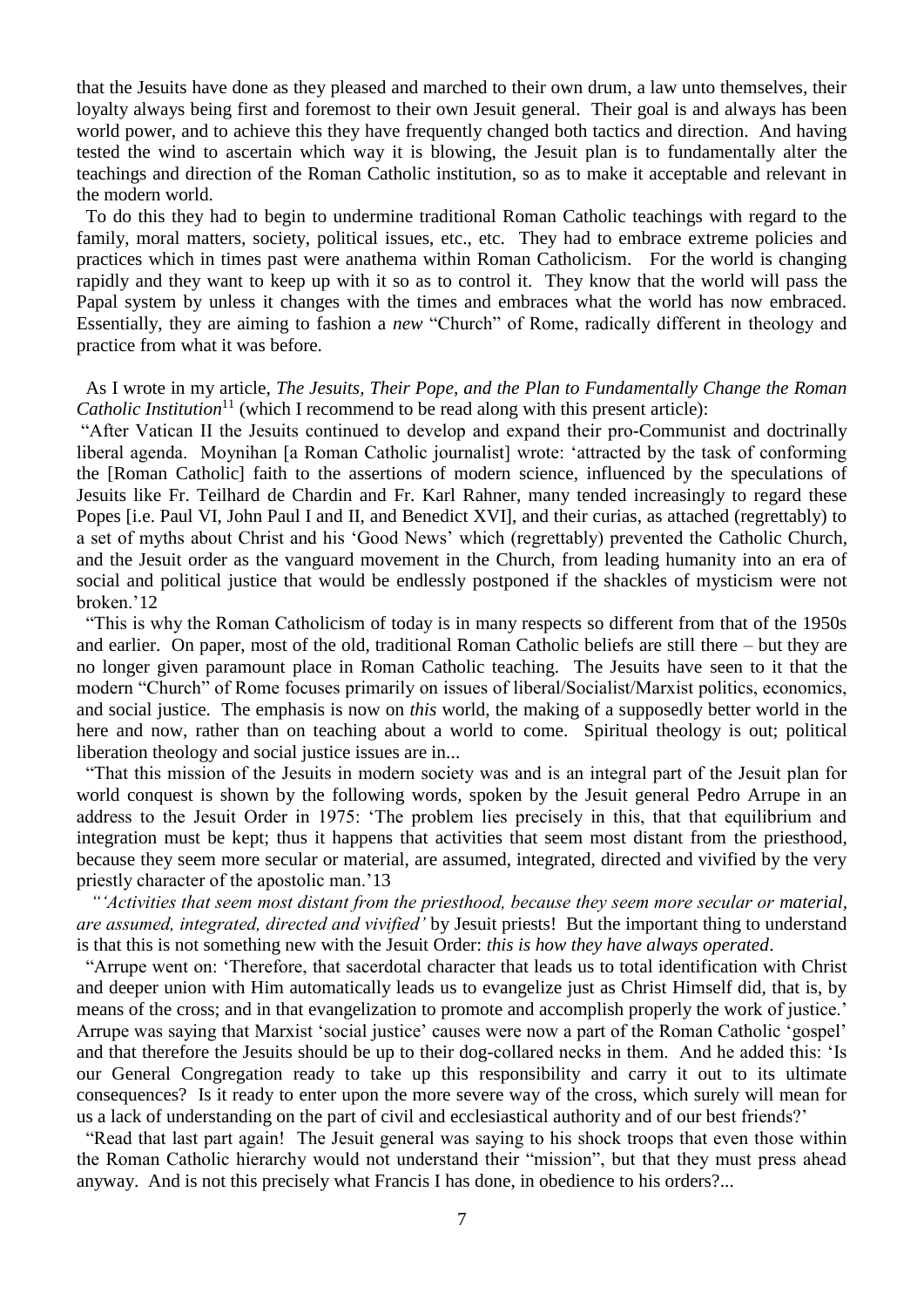that the Jesuits have done as they pleased and marched to their own drum, a law unto themselves, their loyalty always being first and foremost to their own Jesuit general. Their goal is and always has been world power, and to achieve this they have frequently changed both tactics and direction. And having tested the wind to ascertain which way it is blowing, the Jesuit plan is to fundamentally alter the teachings and direction of the Roman Catholic institution, so as to make it acceptable and relevant in the modern world.

To do this they had to begin to undermine traditional Roman Catholic teachings with regard to the family, moral matters, society, political issues, etc., etc. They had to embrace extreme policies and practices which in times past were anathema within Roman Catholicism. For the world is changing rapidly and they want to keep up with it so as to control it. They know that the world will pass the Papal system by unless it changes with the times and embraces what the world has now embraced. Essentially, they are aiming to fashion a *new* "Church" of Rome, radically different in theology and practice from what it was before.

As I wrote in my article, *The Jesuits, Their Pope, and the Plan to Fundamentally Change the Roman Catholic Institution*[11] (which I recommend to be read along with this present article):

"After Vatican II the Jesuits continued to develop and expand their pro-Communist and doctrinally liberal agenda. Moynihan [a Roman Catholic journalist] wrote: 'attracted by the task of conforming the [Roman Catholic] faith to the assertions of modern science, influenced by the speculations of Jesuits like Fr. Teilhard de Chardin and Fr. Karl Rahner, many tended increasingly to regard these Popes [i.e. Paul VI, John Paul I and II, and Benedict XVI], and their curias, as attached (regrettably) to a set of myths about Christ and his 'Good News' which (regrettably) prevented the Catholic Church, and the Jesuit order as the vanguard movement in the Church, from leading humanity into an era of social and political justice that would be endlessly postponed if the shackles of mysticism were not broken.'12

"This is why the Roman Catholicism of today is in many respects so different from that of the 1950s and earlier. On paper, most of the old, traditional Roman Catholic beliefs are still there – but they are no longer given paramount place in Roman Catholic teaching. The Jesuits have seen to it that the modern "Church" of Rome focuses primarily on issues of liberal/Socialist/Marxist politics, economics, and social justice. The emphasis is now on *this* world, the making of a supposedly better world in the here and now, rather than on teaching about a world to come. Spiritual theology is out; political liberation theology and social justice issues are in...

"That this mission of the Jesuits in modern society was and is an integral part of the Jesuit plan for world conquest is shown by the following words, spoken by the Jesuit general Pedro Arrupe in an address to the Jesuit Order in 1975: 'The problem lies precisely in this, that that equilibrium and integration must be kept; thus it happens that activities that seem most distant from the priesthood, because they seem more secular or material, are assumed, integrated, directed and vivified by the very priestly character of the apostolic man.'13

"*'Activities that seem most distant from the priesthood, because they seem more secular or material, are assumed, integrated, directed and vivified'* by Jesuit priests! But the important thing to understand is that this is not something new with the Jesuit Order: *this is how they have always operated*.

"Arrupe went on: 'Therefore, that sacerdotal character that leads us to total identification with Christ and deeper union with Him automatically leads us to evangelize just as Christ Himself did, that is, by means of the cross; and in that evangelization to promote and accomplish properly the work of justice.' Arrupe was saying that Marxist 'social justice' causes were now a part of the Roman Catholic 'gospel' and that therefore the Jesuits should be up to their dog-collared necks in them. And he added this: 'Is our General Congregation ready to take up this responsibility and carry it out to its ultimate consequences? Is it ready to enter upon the more severe way of the cross, which surely will mean for us a lack of understanding on the part of civil and ecclesiastical authority and of our best friends?'

"Read that last part again! The Jesuit general was saying to his shock troops that even those within the Roman Catholic hierarchy would not understand their "mission", but that they must press ahead anyway. And is not this precisely what Francis I has done, in obedience to his orders?...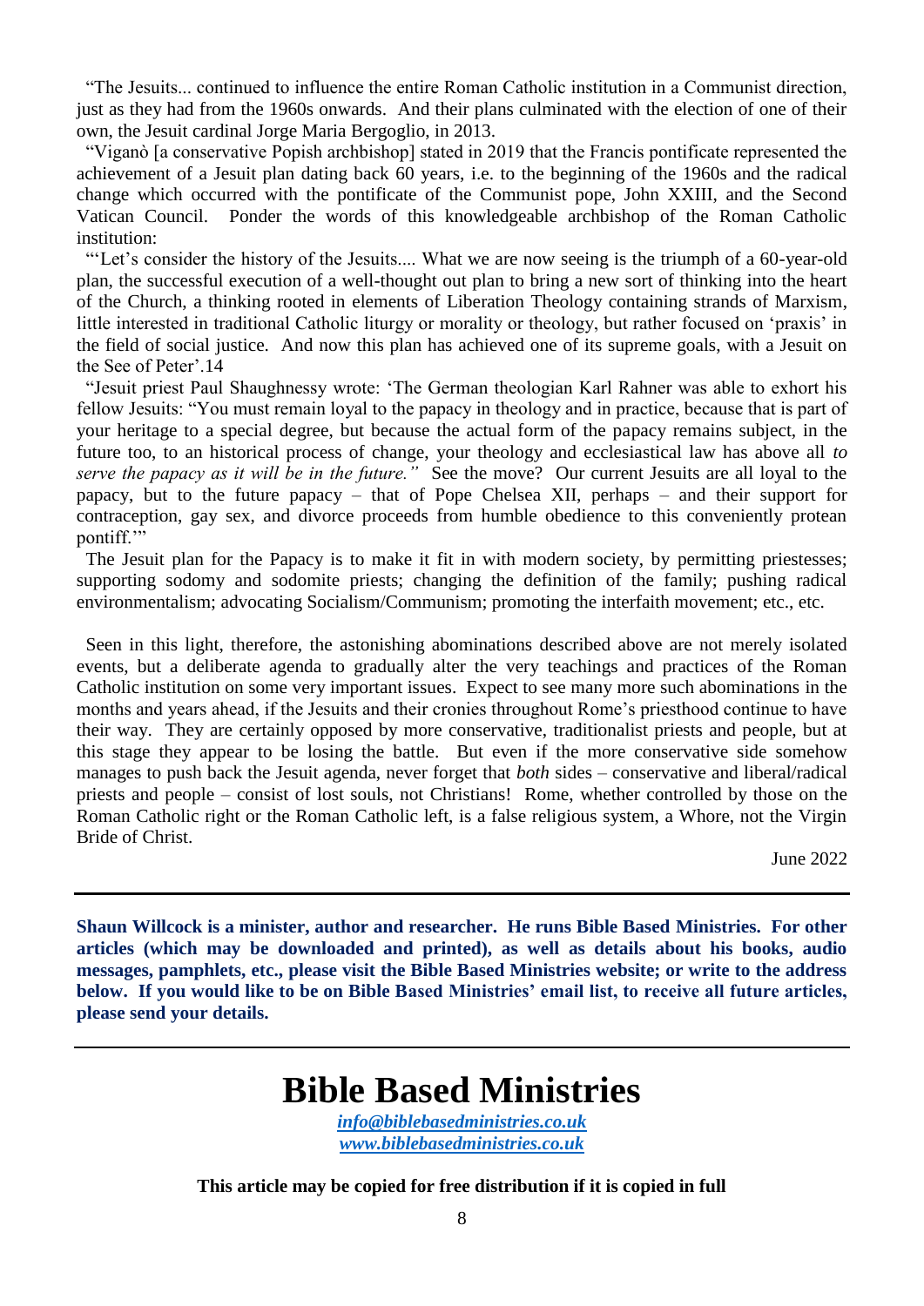"The Jesuits... continued to influence the entire Roman Catholic institution in a Communist direction, just as they had from the 1960s onwards. And their plans culminated with the election of one of their own, the Jesuit cardinal Jorge Maria Bergoglio, in 2013.

"Viganò [a conservative Popish archbishop] stated in 2019 that the Francis pontificate represented the achievement of a Jesuit plan dating back 60 years, i.e. to the beginning of the 1960s and the radical change which occurred with the pontificate of the Communist pope, John XXIII, and the Second Vatican Council. Ponder the words of this knowledgeable archbishop of the Roman Catholic institution:

"'Let's consider the history of the Jesuits.... What we are now seeing is the triumph of a 60-year-old plan, the successful execution of a well-thought out plan to bring a new sort of thinking into the heart of the Church, a thinking rooted in elements of Liberation Theology containing strands of Marxism, little interested in traditional Catholic liturgy or morality or theology, but rather focused on 'praxis' in the field of social justice. And now this plan has achieved one of its supreme goals, with a Jesuit on the See of Peter'.14

"Jesuit priest Paul Shaughnessy wrote: 'The German theologian Karl Rahner was able to exhort his fellow Jesuits: "You must remain loyal to the papacy in theology and in practice, because that is part of your heritage to a special degree, but because the actual form of the papacy remains subject, in the future too, to an historical process of change, your theology and ecclesiastical law has above all *to serve the papacy as it will be in the future."* See the move? Our current Jesuits are all loyal to the papacy, but to the future papacy – that of Pope Chelsea XII, perhaps – and their support for contraception, gay sex, and divorce proceeds from humble obedience to this conveniently protean pontiff.'"

The Jesuit plan for the Papacy is to make it fit in with modern society, by permitting priestesses; supporting sodomy and sodomite priests; changing the definition of the family; pushing radical environmentalism; advocating Socialism/Communism; promoting the interfaith movement; etc., etc.

Seen in this light, therefore, the astonishing abominations described above are not merely isolated events, but a deliberate agenda to gradually alter the very teachings and practices of the Roman Catholic institution on some very important issues. Expect to see many more such abominations in the months and years ahead, if the Jesuits and their cronies throughout Rome's priesthood continue to have their way. They are certainly opposed by more conservative, traditionalist priests and people, but at this stage they appear to be losing the battle. But even if the more conservative side somehow manages to push back the Jesuit agenda, never forget that *both* sides – conservative and liberal/radical priests and people – consist of lost souls, not Christians! Rome, whether controlled by those on the Roman Catholic right or the Roman Catholic left, is a false religious system, a Whore, not the Virgin Bride of Christ.

June 2022

---

**Shaun Willcock is a minister, author and researcher. He runs Bible Based Ministries. For other articles (which may be downloaded and printed), as well as details about his books, audio messages, pamphlets, etc., please visit the Bible Based Ministries website; or write to the address below. If you would like to be on Bible Based Ministries' email list, to receive all future articles, please send your details.**

---

# Bible Based Ministries

***info@biblebasedministries.co.uk***
***www.biblebasedministries.co.uk***

**This article may be copied for free distribution if it is copied in full**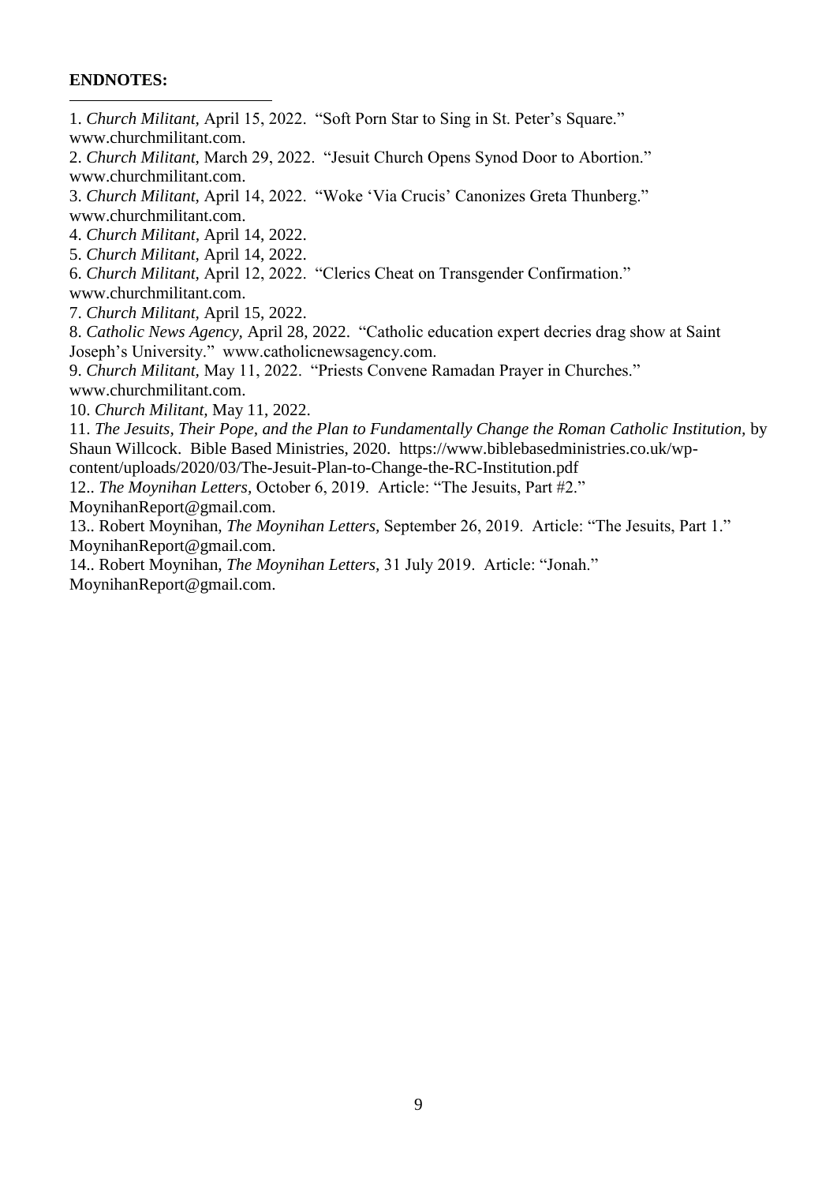**ENDNOTES:**

1. *Church Militant,* April 15, 2022. "Soft Porn Star to Sing in St. Peter's Square." www.churchmilitant.com.
2. *Church Militant,* March 29, 2022. "Jesuit Church Opens Synod Door to Abortion." www.churchmilitant.com.
3. *Church Militant,* April 14, 2022. "Woke 'Via Crucis' Canonizes Greta Thunberg." www.churchmilitant.com.
4. *Church Militant,* April 14, 2022.
5. *Church Militant,* April 14, 2022.
6. *Church Militant,* April 12, 2022. "Clerics Cheat on Transgender Confirmation." www.churchmilitant.com.
7. *Church Militant,* April 15, 2022.
8. *Catholic News Agency,* April 28, 2022. "Catholic education expert decries drag show at Saint Joseph's University." www.catholicnewsagency.com.
9. *Church Militant,* May 11, 2022. "Priests Convene Ramadan Prayer in Churches." www.churchmilitant.com.
10. *Church Militant,* May 11, 2022.
11. *The Jesuits, Their Pope, and the Plan to Fundamentally Change the Roman Catholic Institution,* by Shaun Willcock. Bible Based Ministries, 2020. https://www.biblebasedministries.co.uk/wp-content/uploads/2020/03/The-Jesuit-Plan-to-Change-the-RC-Institution.pdf
12.. *The Moynihan Letters,* October 6, 2019. Article: "The Jesuits, Part #2." MoynihanReport@gmail.com.
13.. Robert Moynihan, *The Moynihan Letters,* September 26, 2019. Article: "The Jesuits, Part 1." MoynihanReport@gmail.com.
14.. Robert Moynihan, *The Moynihan Letters,* 31 July 2019. Article: "Jonah." MoynihanReport@gmail.com.